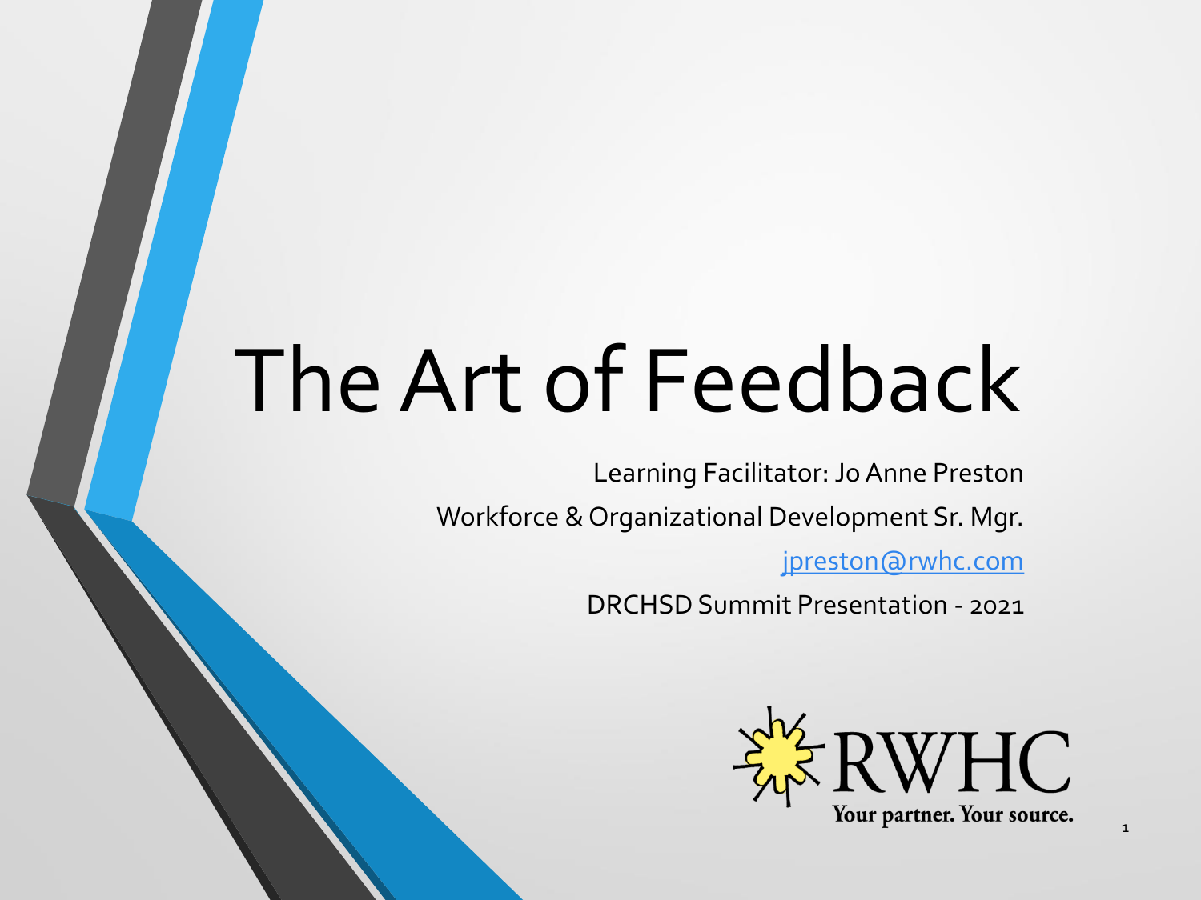# The Art of Feedback

Learning Facilitator: Jo Anne Preston

Workforce & Organizational Development Sr. Mgr.

jpreston@rwhc.com

DRCHSD Summit Presentation - 2021

RWHC

Your partner. Your source.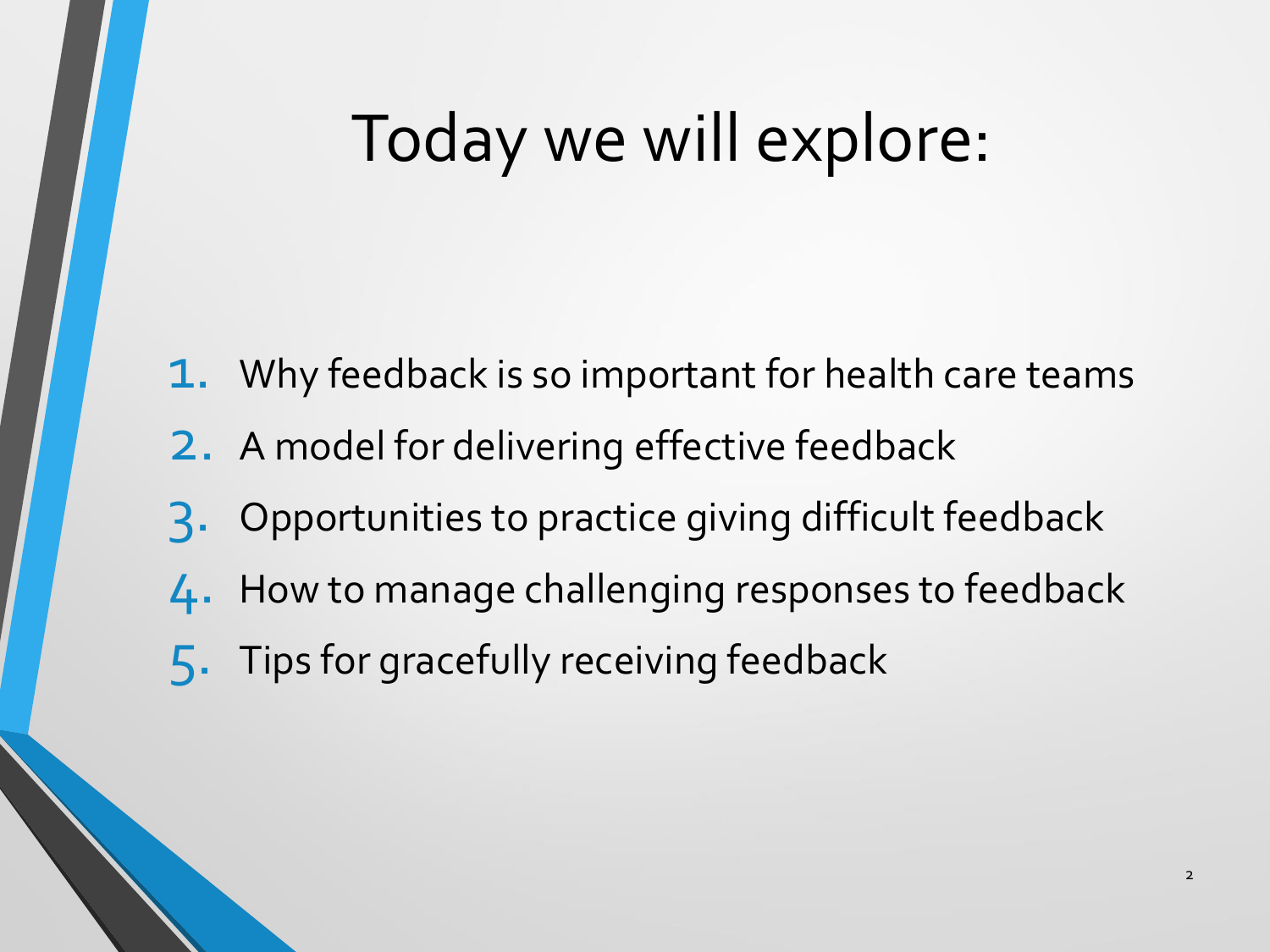# Today we will explore:

1. Why feedback is so important for health care teams
2. A model for delivering effective feedback
3. Opportunities to practice giving difficult feedback
4. How to manage challenging responses to feedback
5. Tips for gracefully receiving feedback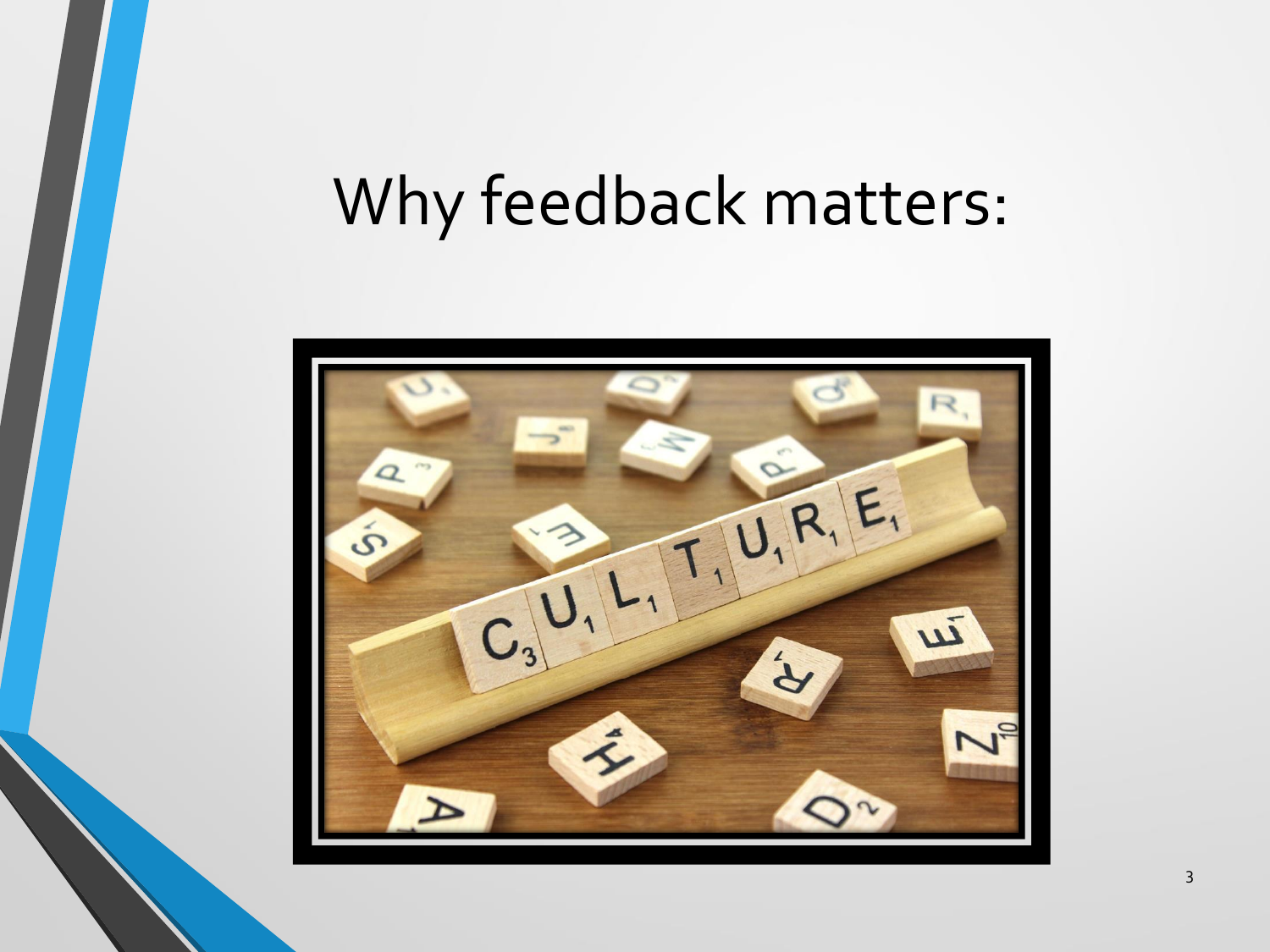# Why feedback matters: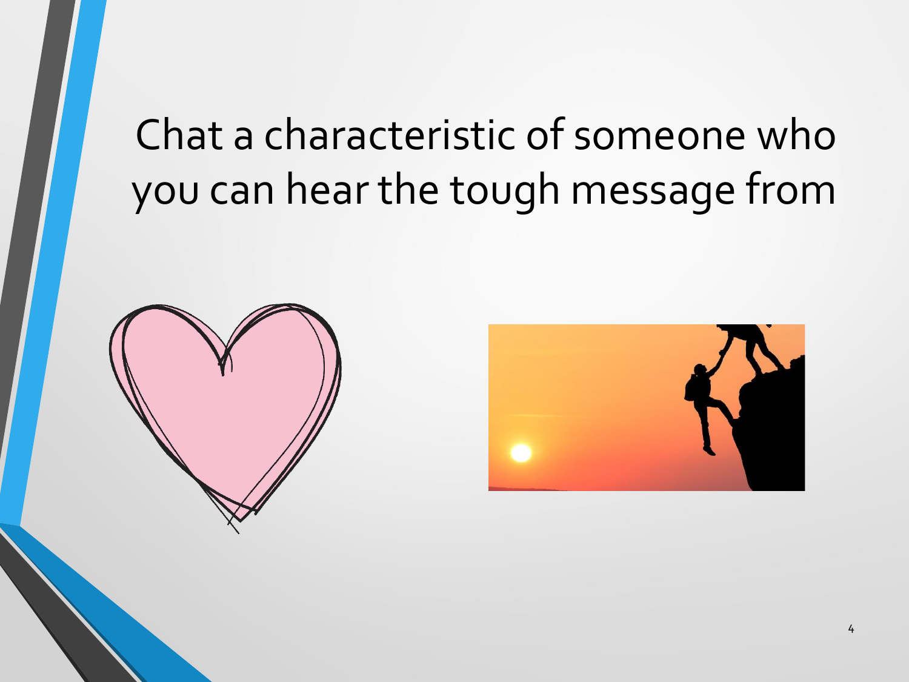# Chat a characteristic of someone who you can hear the tough message from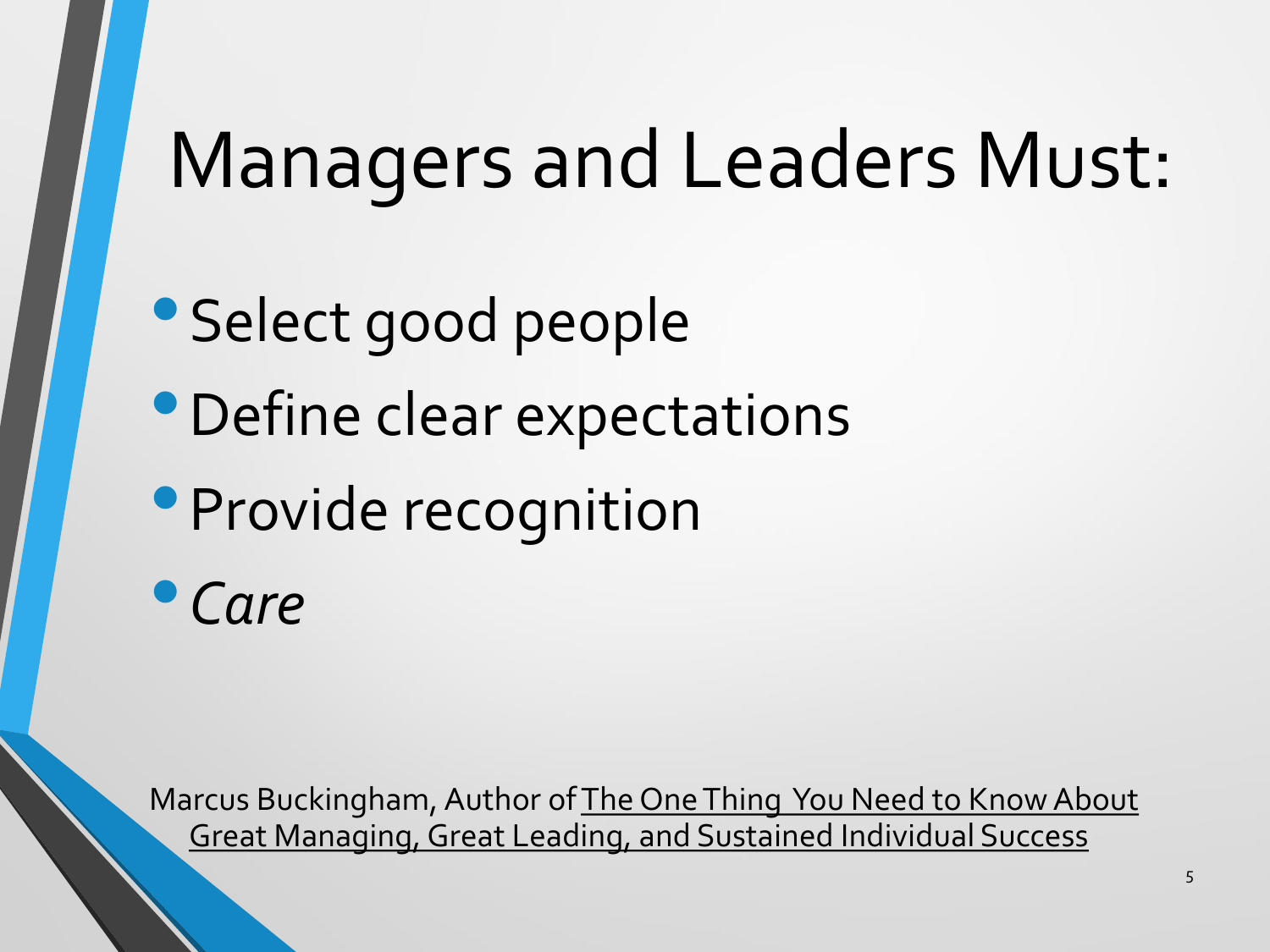# Managers and Leaders Must:

- Select good people
- Define clear expectations
- Provide recognition
- *Care*

Marcus Buckingham, Author of The One Thing You Need to Know About Great Managing, Great Leading, and Sustained Individual Success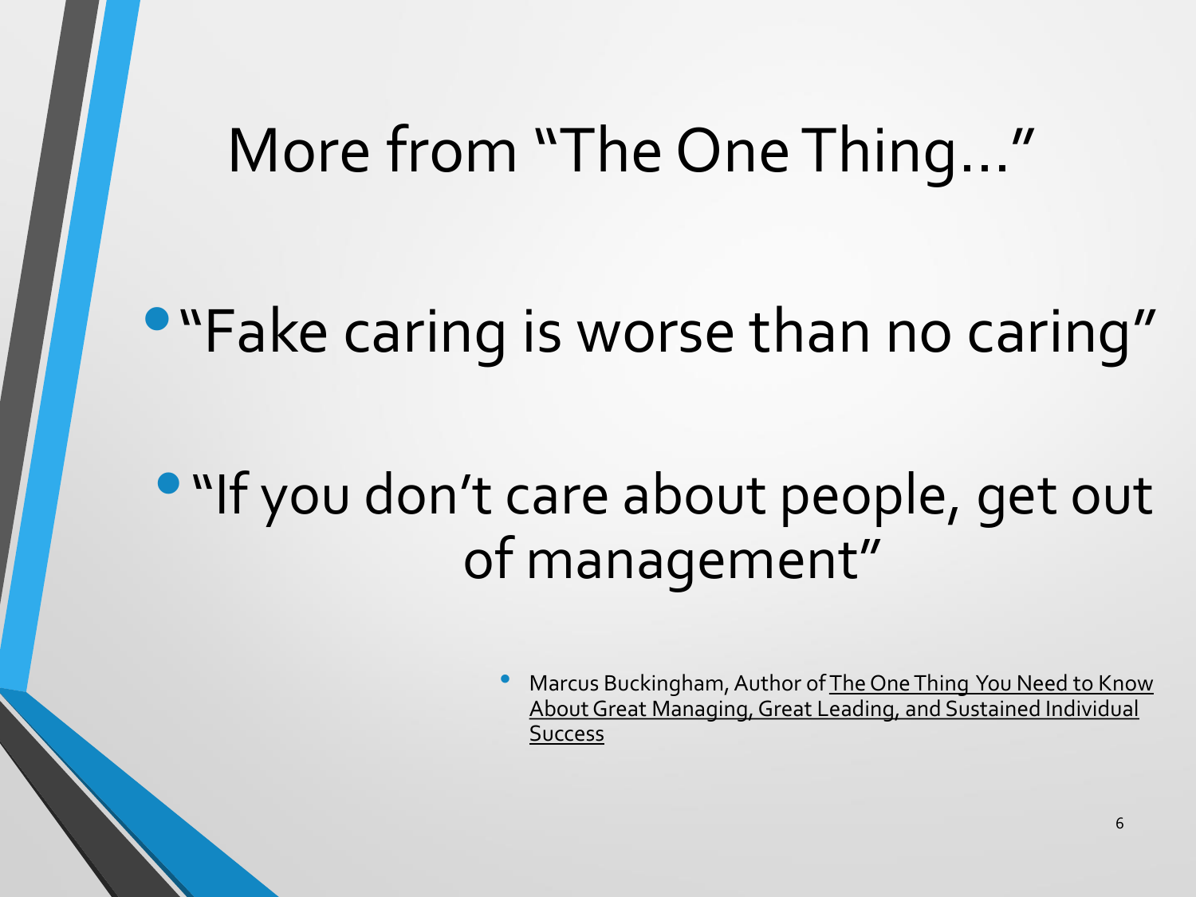# More from "The One Thing…"

- "Fake caring is worse than no caring"
- "If you don't care about people, get out of management"

  - Marcus Buckingham, Author of The One Thing You Need to Know About Great Managing, Great Leading, and Sustained Individual Success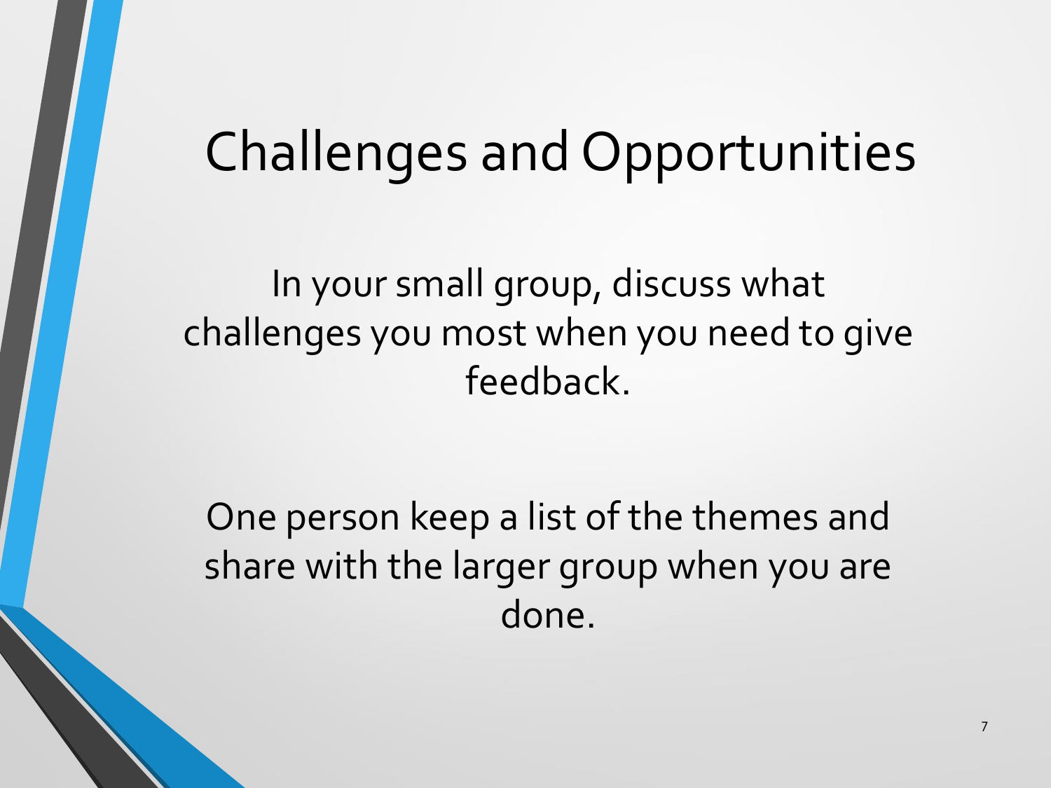# Challenges and Opportunities

In your small group, discuss what challenges you most when you need to give feedback.

One person keep a list of the themes and share with the larger group when you are done.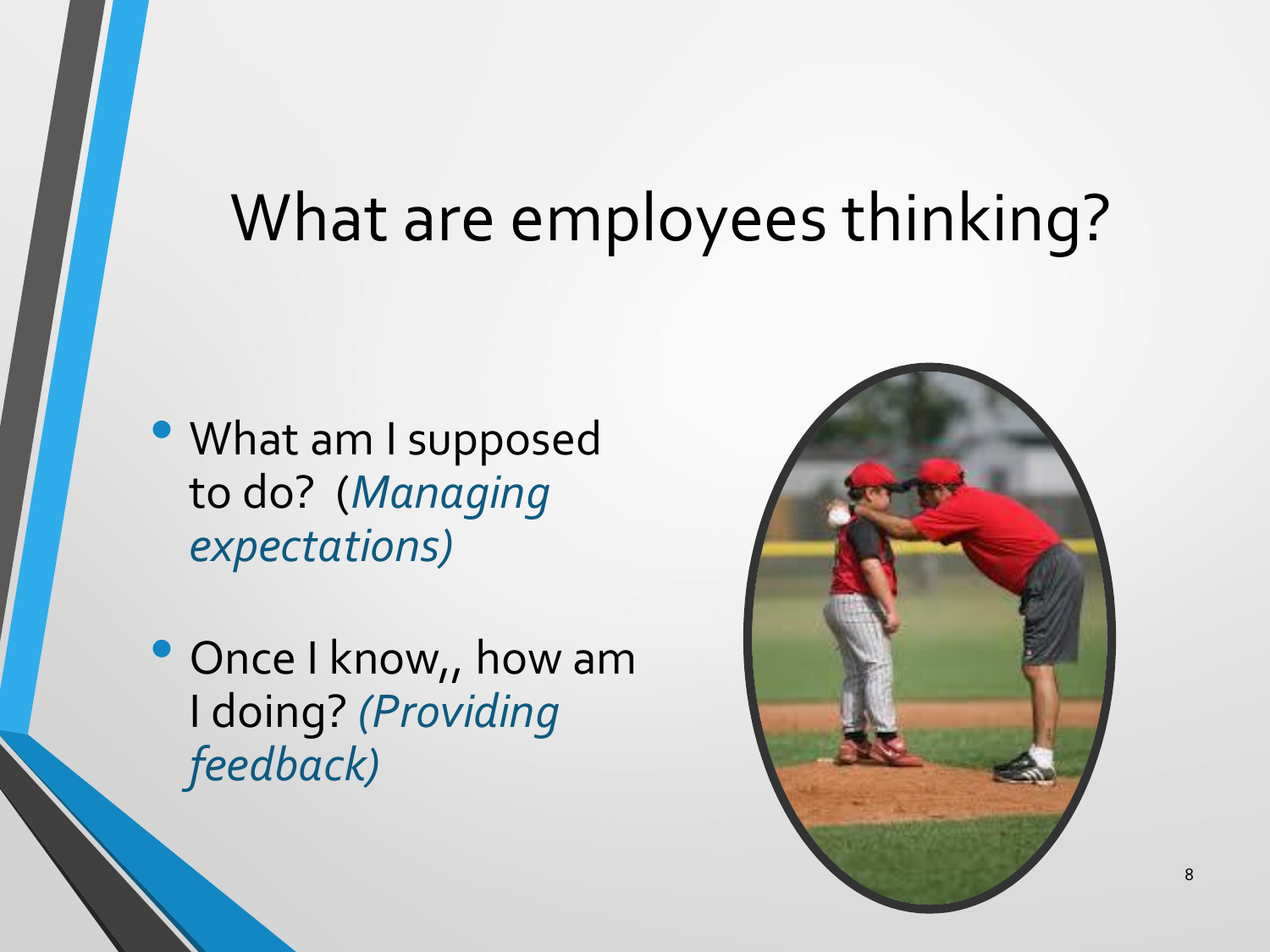# What are employees thinking?

- What am I supposed to do? (*Managing expectations)*
- Once I know,, how am I doing? *(Providing feedback)*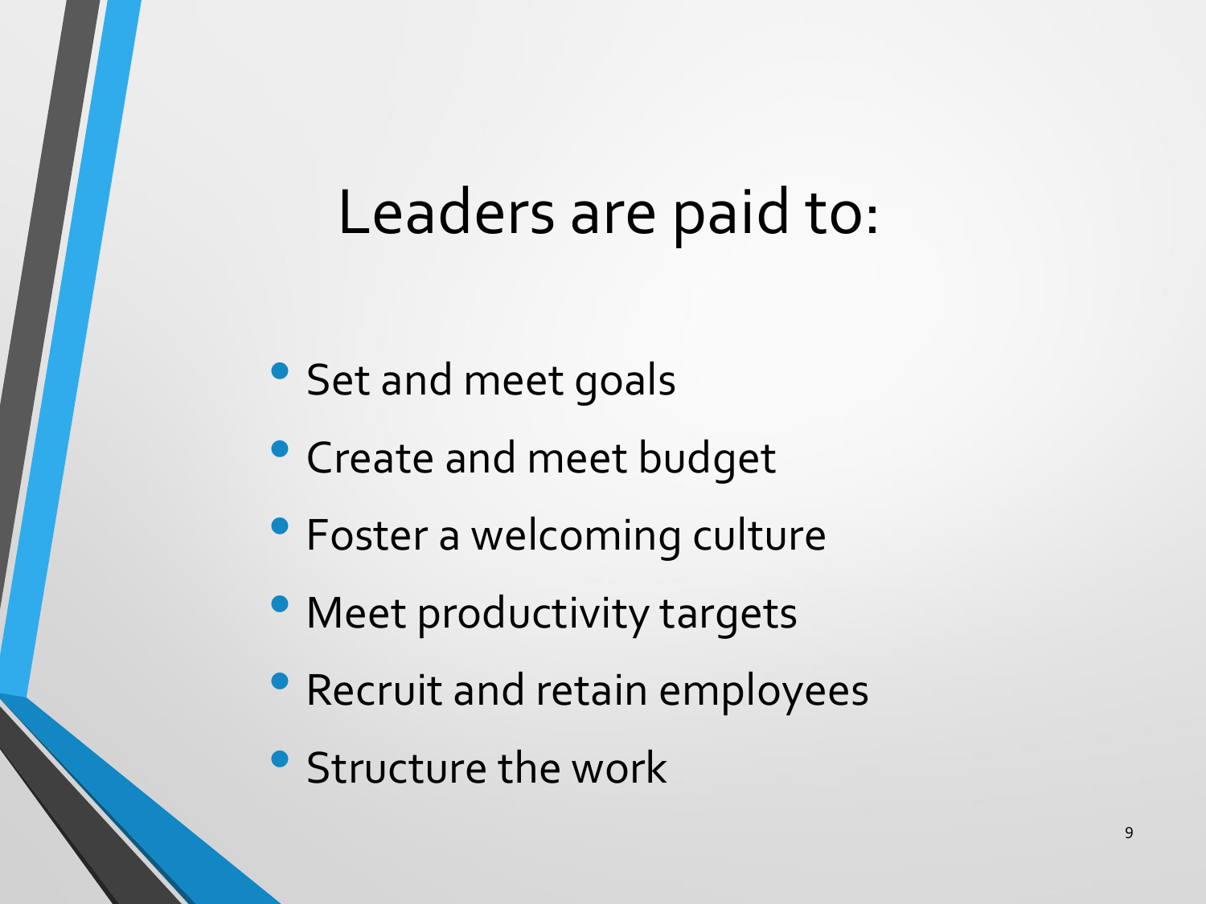# Leaders are paid to:

- Set and meet goals
- Create and meet budget
- Foster a welcoming culture
- Meet productivity targets
- Recruit and retain employees
- Structure the work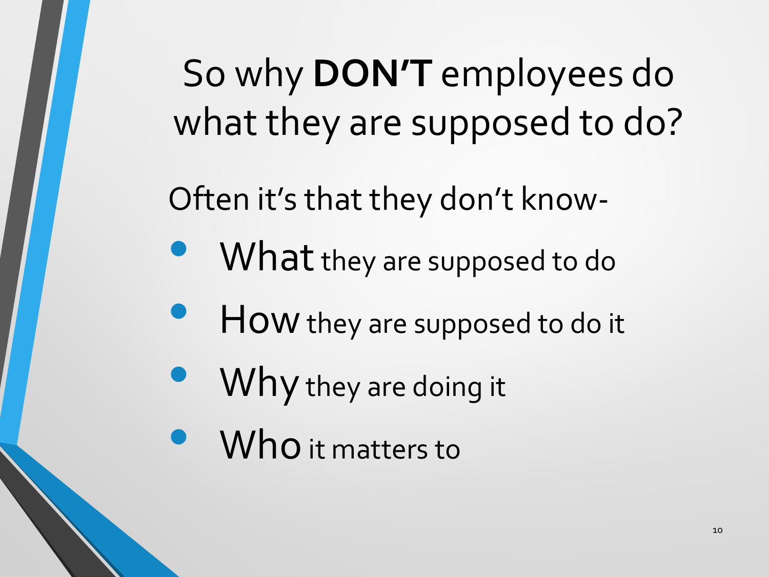# So why **DON'T** employees do what they are supposed to do?

Often it's that they don't know-

- What they are supposed to do
- How they are supposed to do it
- Why they are doing it
- Who it matters to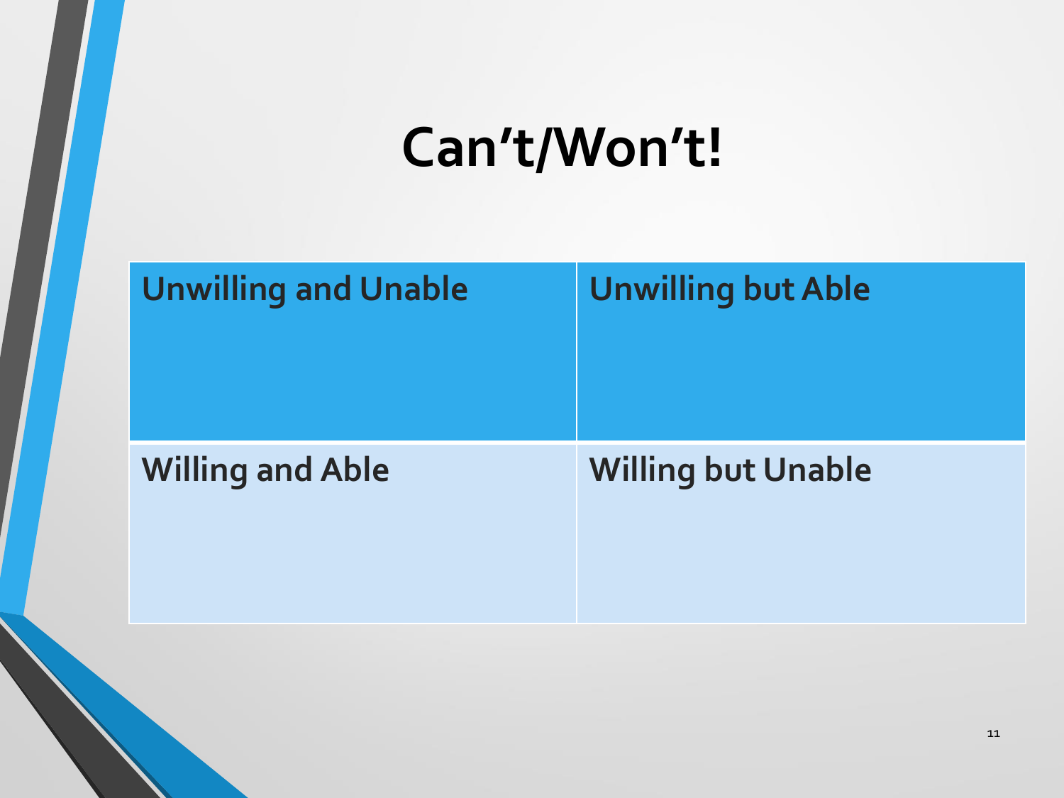# Can't/Won't!

| Unwilling and Unable | Unwilling but Able |
| --- | --- |
| Willing and Able | Willing but Unable |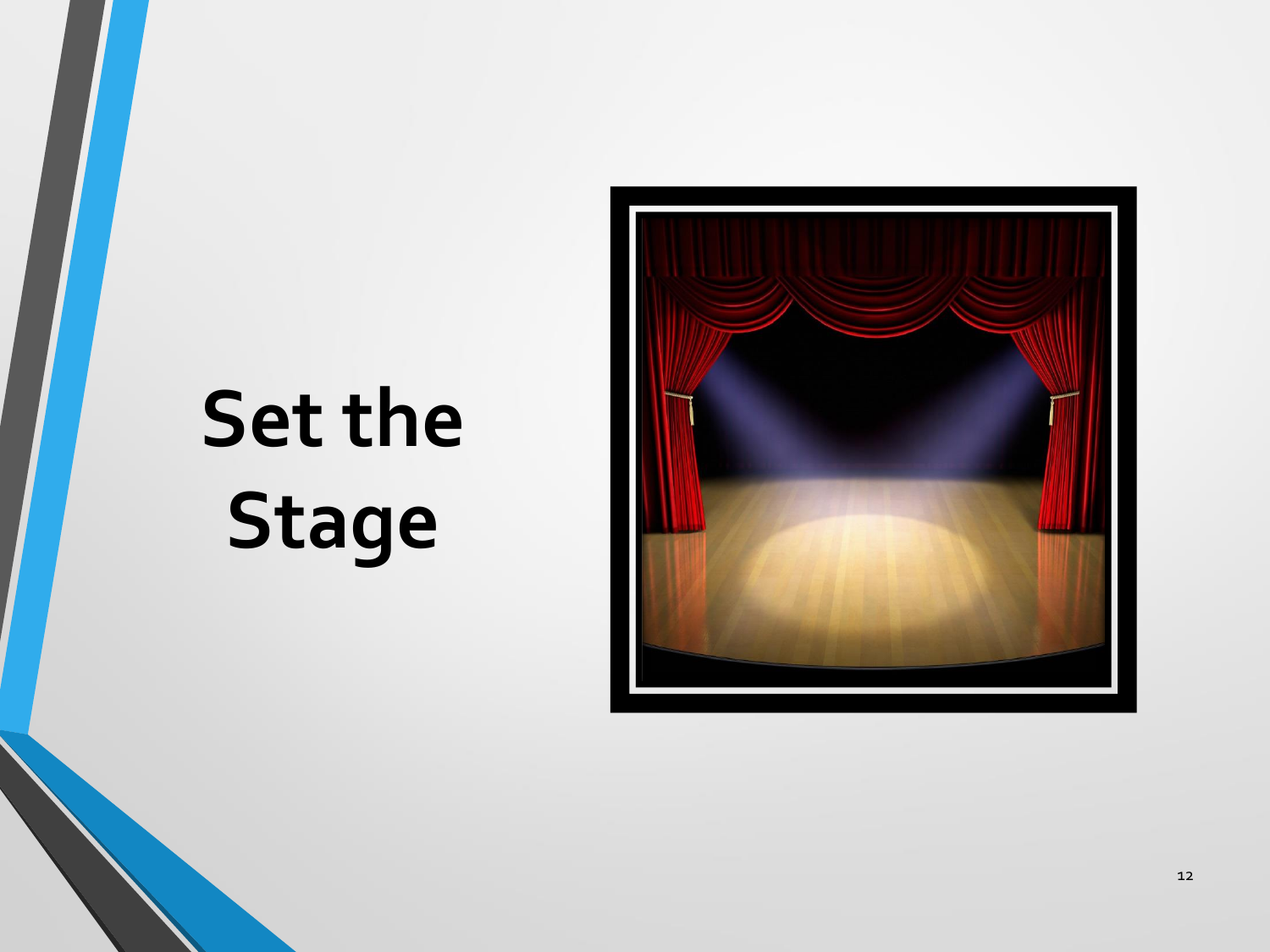# Set the Stage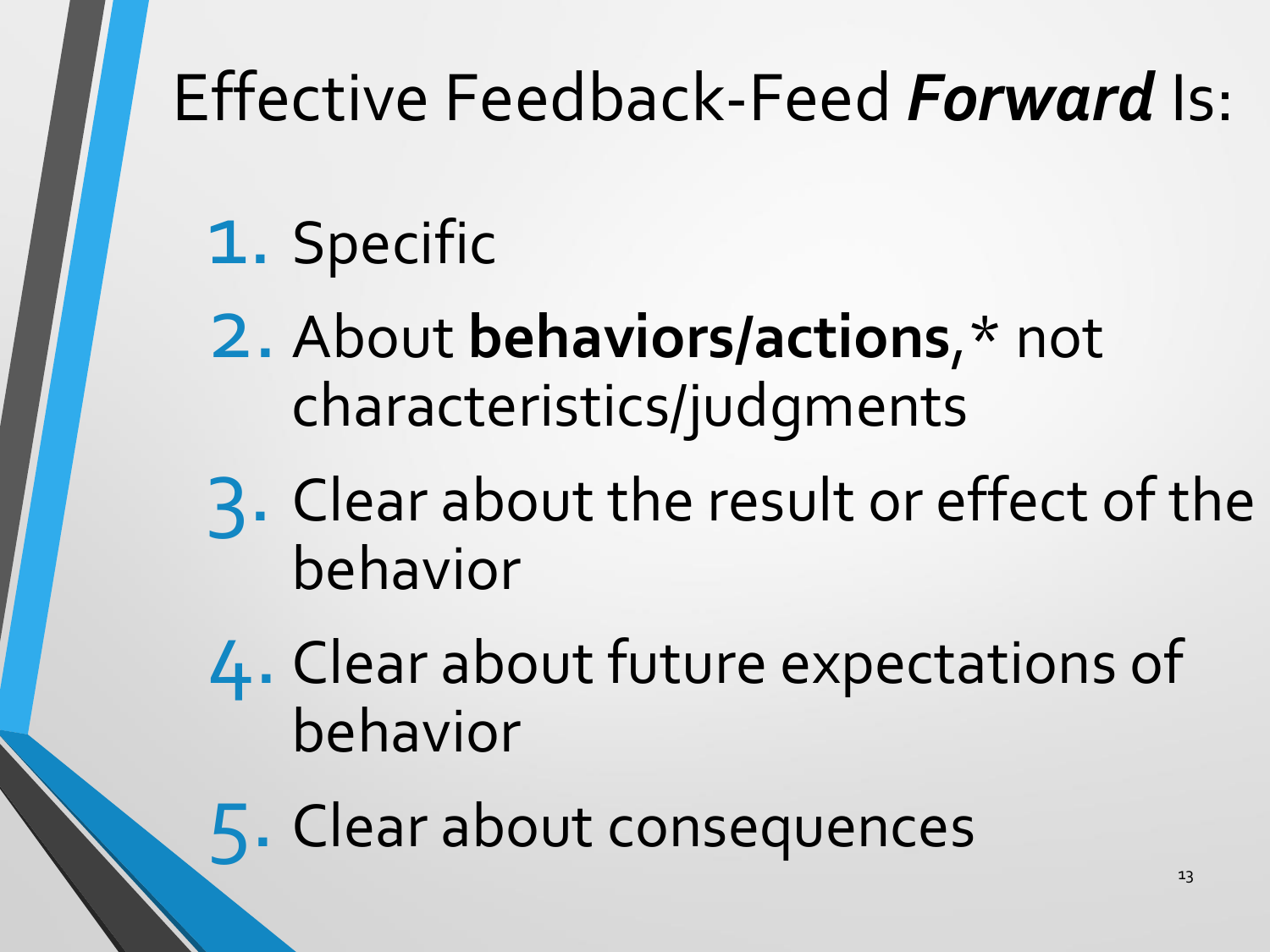# Effective Feedback-Feed ***Forward*** Is:

1. Specific
2. About **behaviors/actions**,* not characteristics/judgments
3. Clear about the result or effect of the behavior
4. Clear about future expectations of behavior
5. Clear about consequences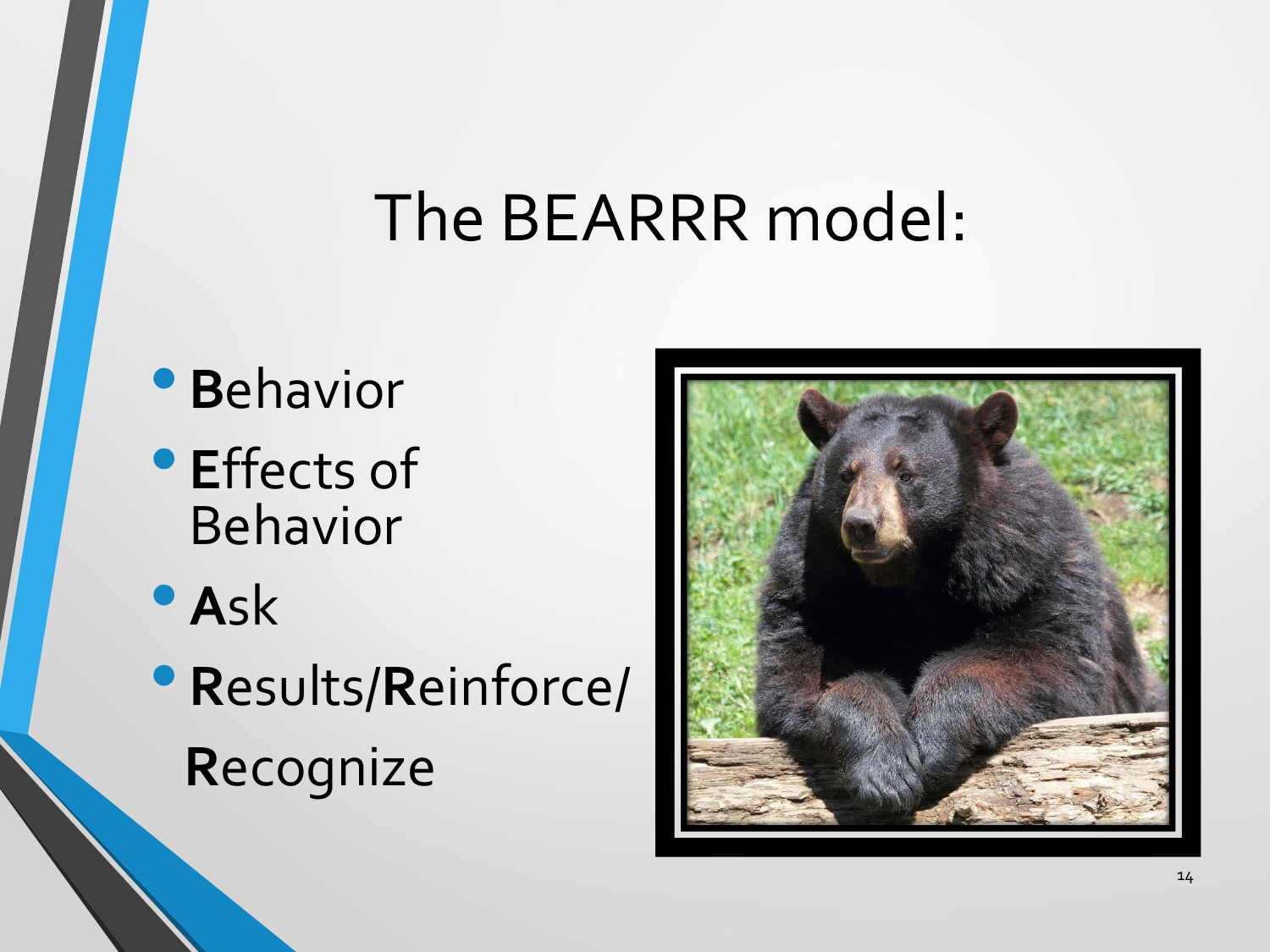# The BEARRR model:

- **B**ehavior
- **E**ffects of Behavior
- **A**sk
- **R**esults/**R**einforce/ **R**ecognize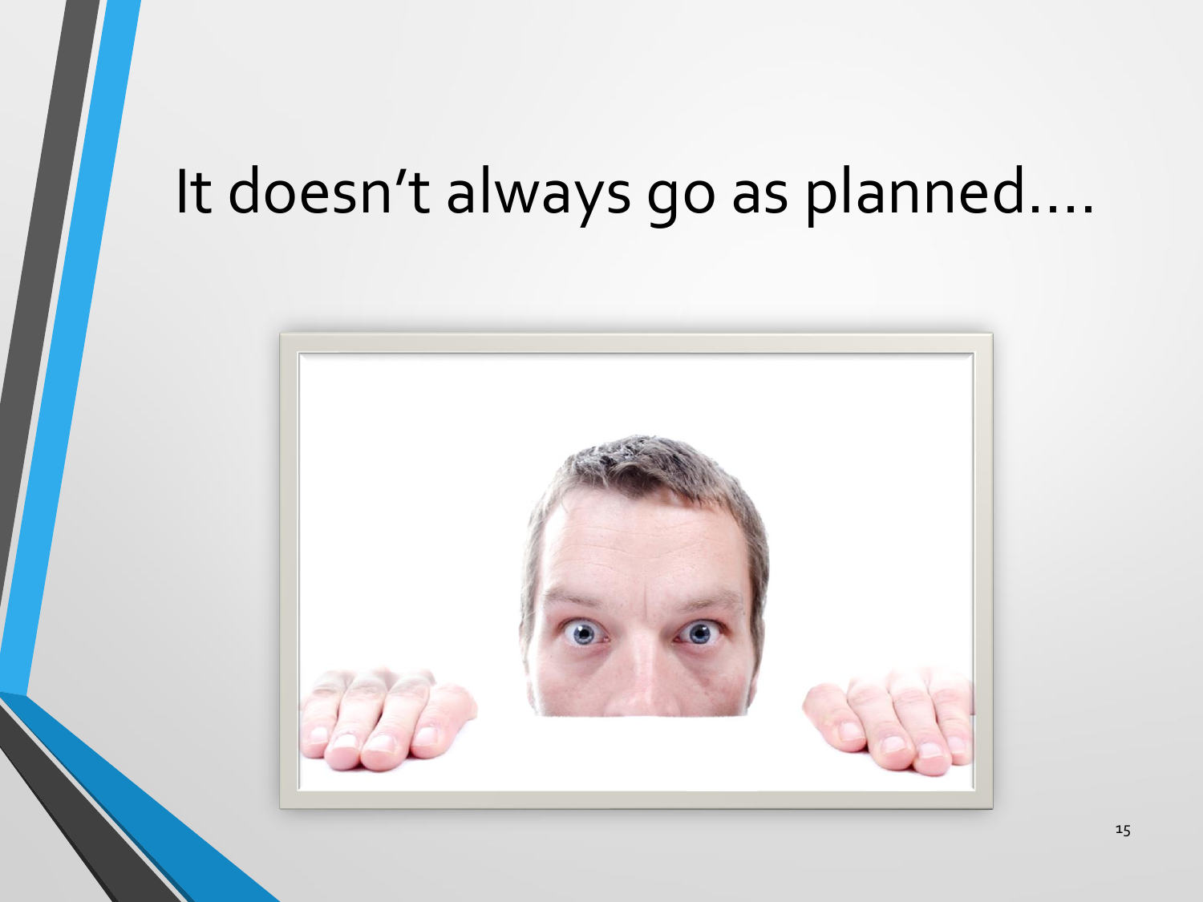# It doesn't always go as planned….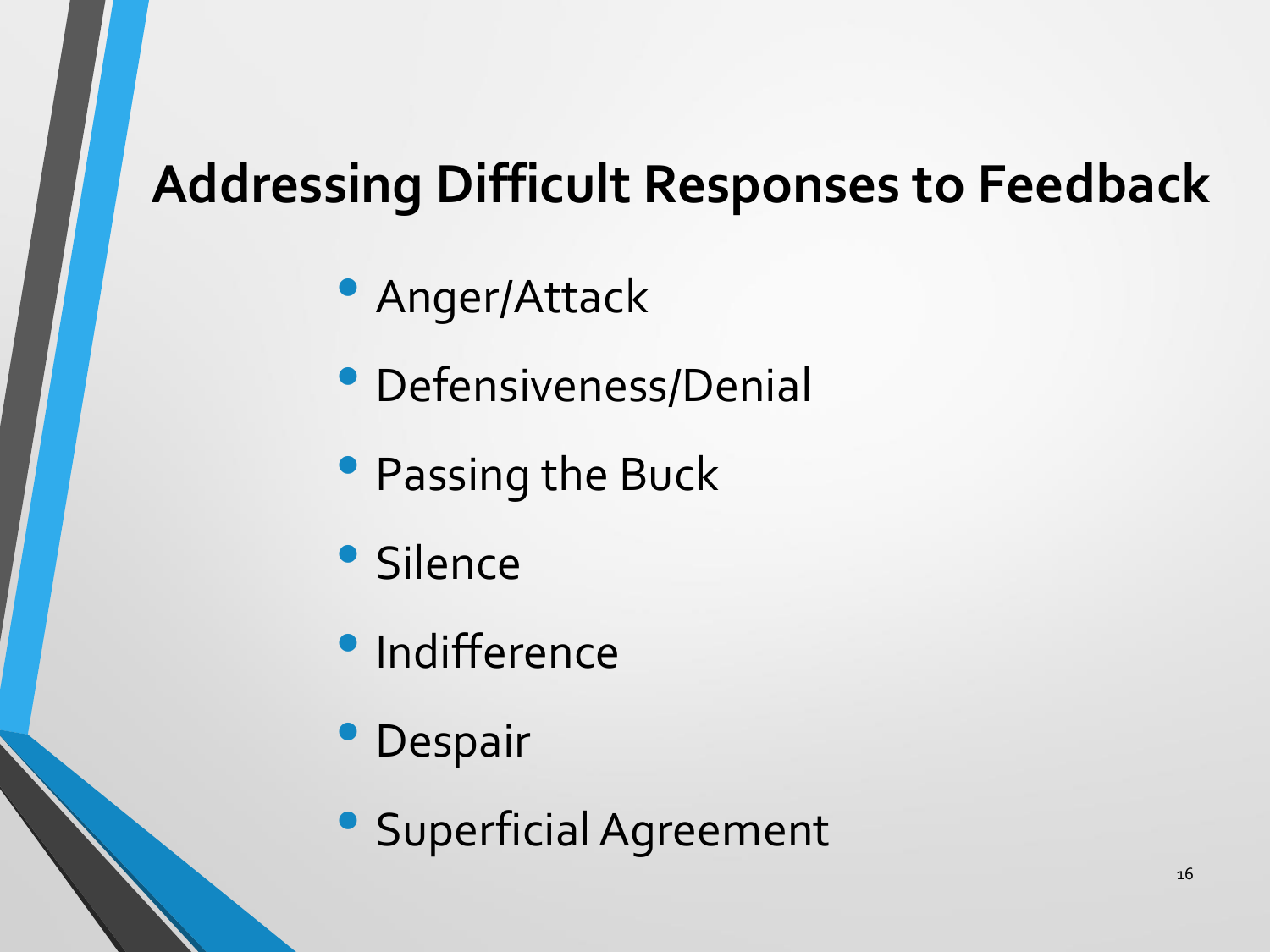# Addressing Difficult Responses to Feedback

- Anger/Attack
- Defensiveness/Denial
- Passing the Buck
- Silence
- Indifference
- Despair
- Superficial Agreement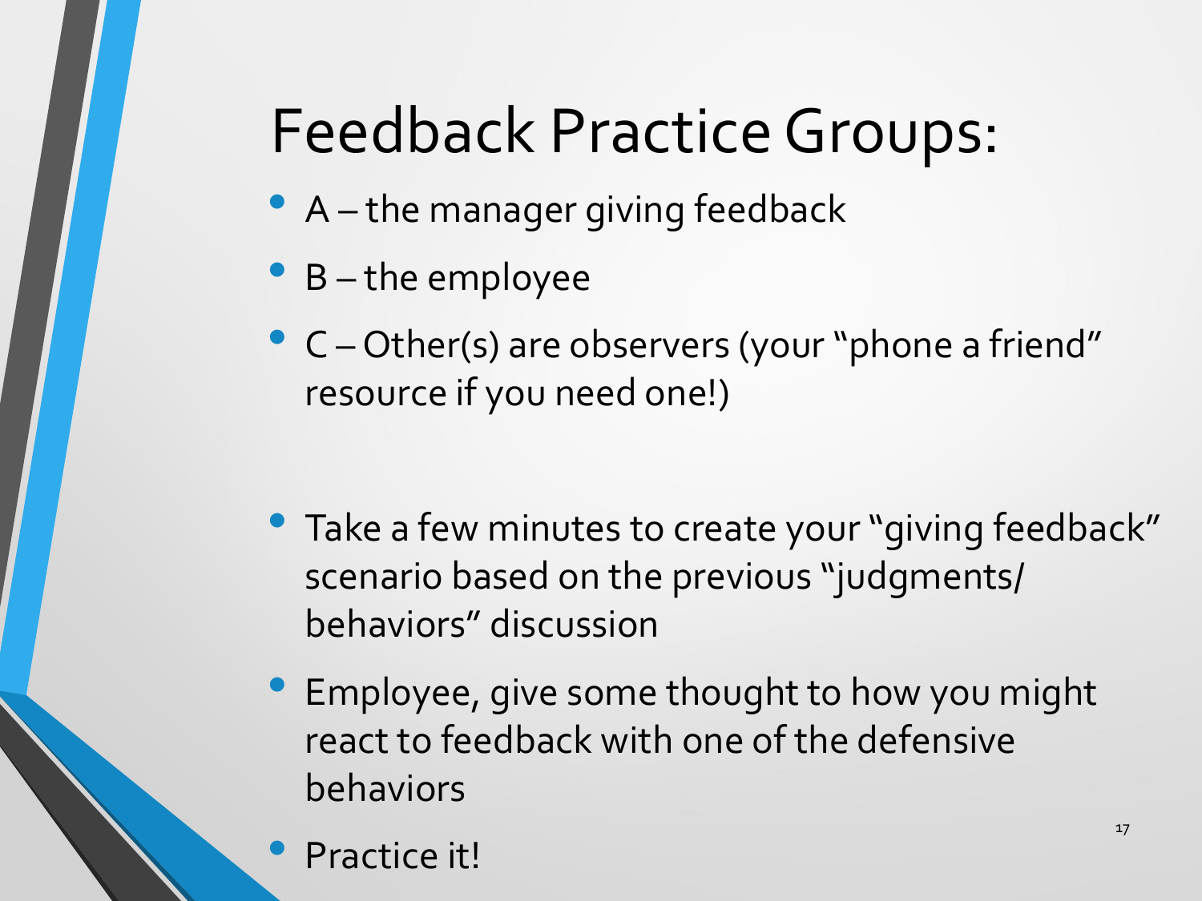# Feedback Practice Groups:

- A – the manager giving feedback
- B – the employee
- C – Other(s) are observers (your "phone a friend" resource if you need one!)

- Take a few minutes to create your "giving feedback" scenario based on the previous "judgments/ behaviors" discussion
- Employee, give some thought to how you might react to feedback with one of the defensive behaviors
- Practice it!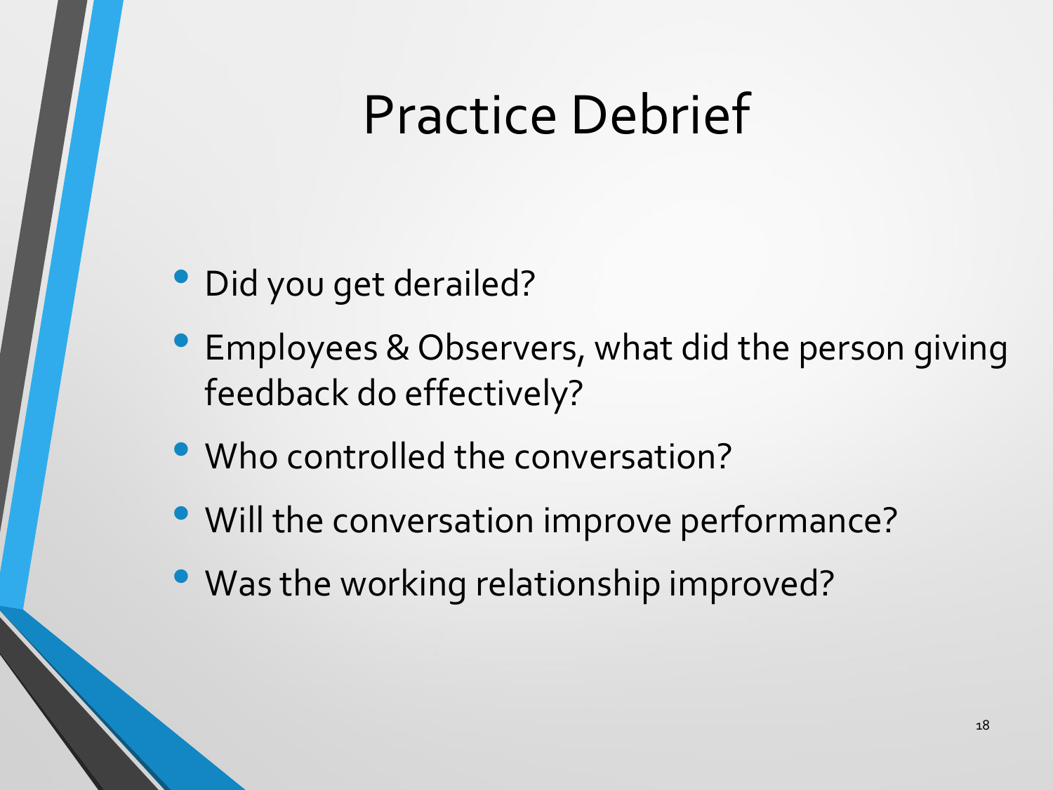# Practice Debrief

- Did you get derailed?
- Employees & Observers, what did the person giving feedback do effectively?
- Who controlled the conversation?
- Will the conversation improve performance?
- Was the working relationship improved?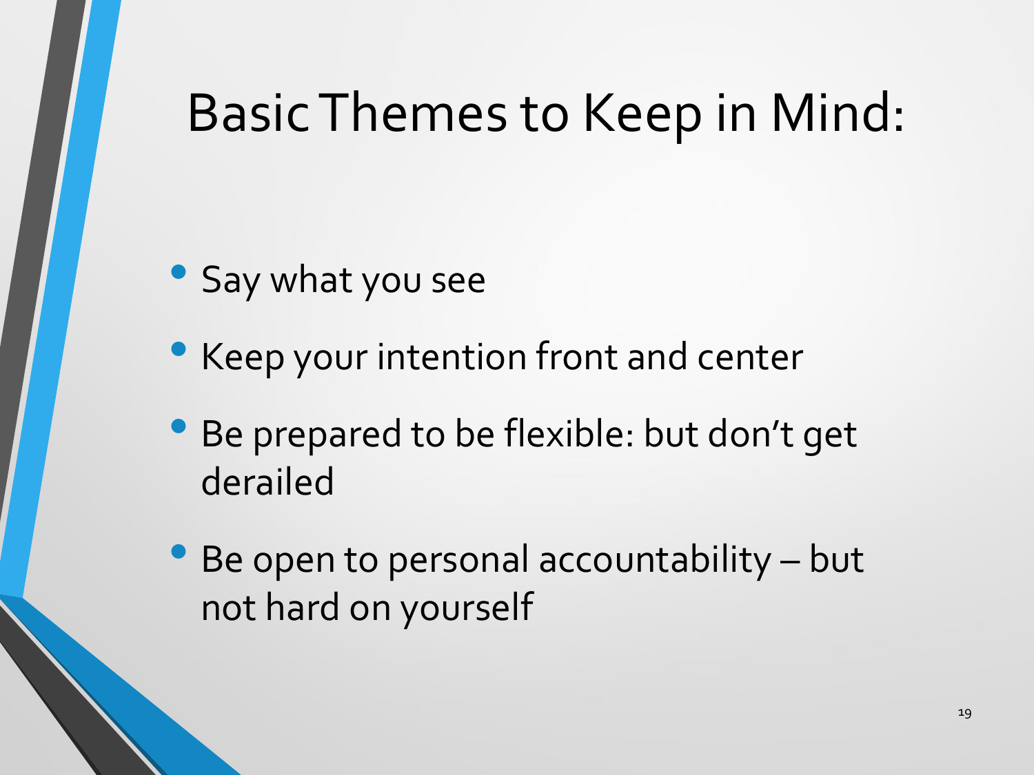# Basic Themes to Keep in Mind:

- Say what you see
- Keep your intention front and center
- Be prepared to be flexible: but don't get derailed
- Be open to personal accountability – but not hard on yourself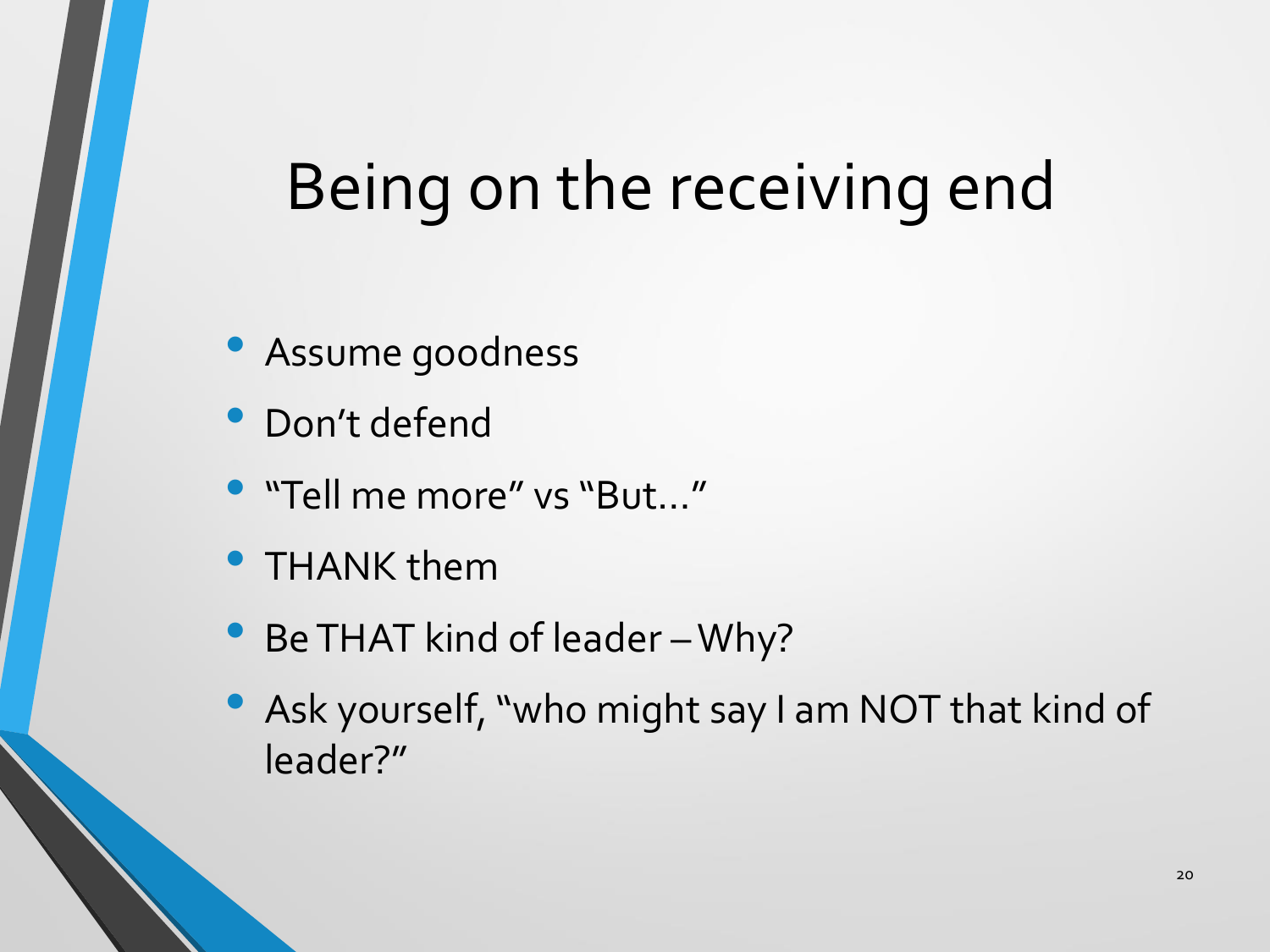# Being on the receiving end

- Assume goodness
- Don't defend
- "Tell me more" vs "But…"
- THANK them
- Be THAT kind of leader – Why?
- Ask yourself, "who might say I am NOT that kind of leader?"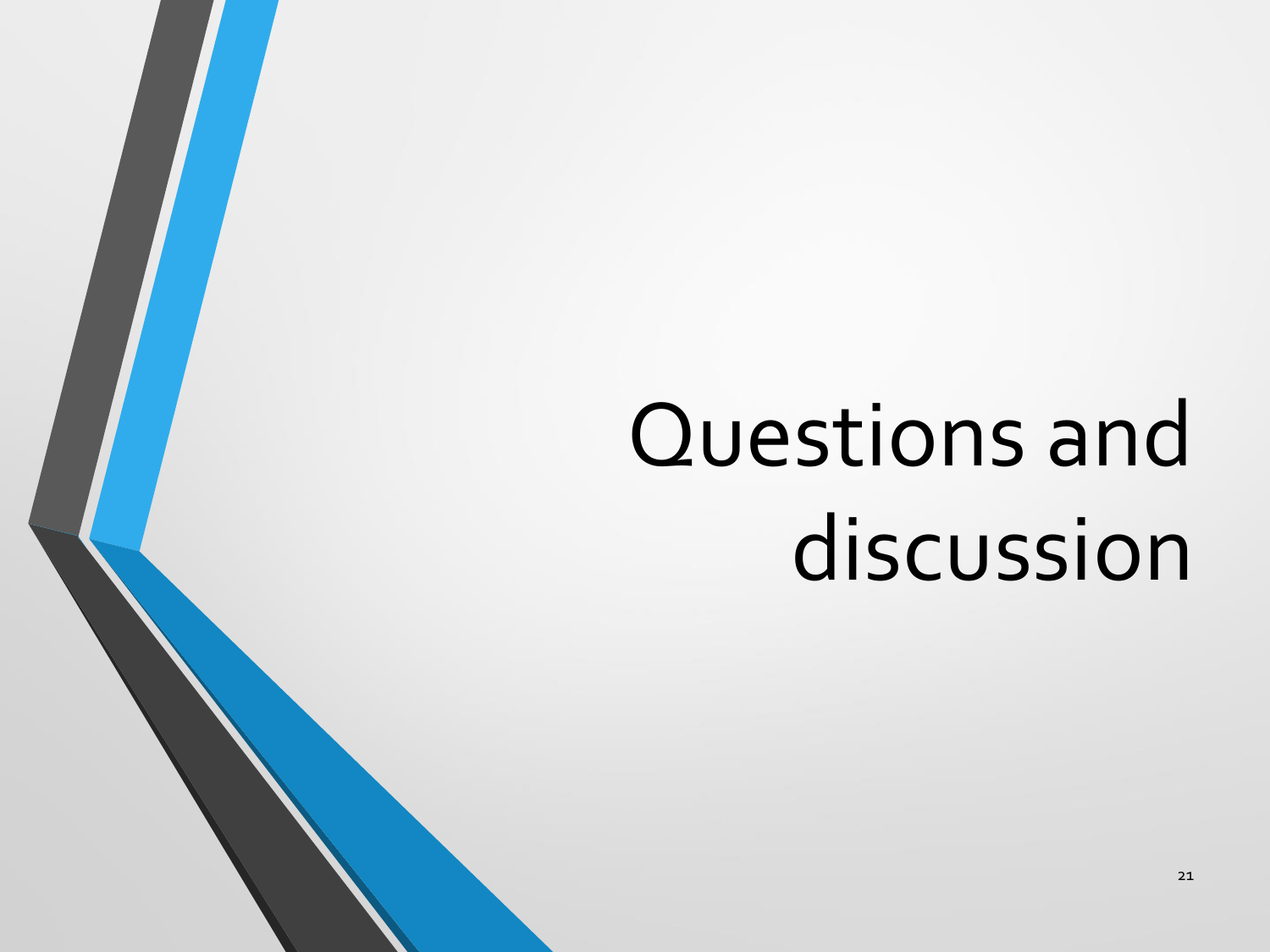# Questions and discussion